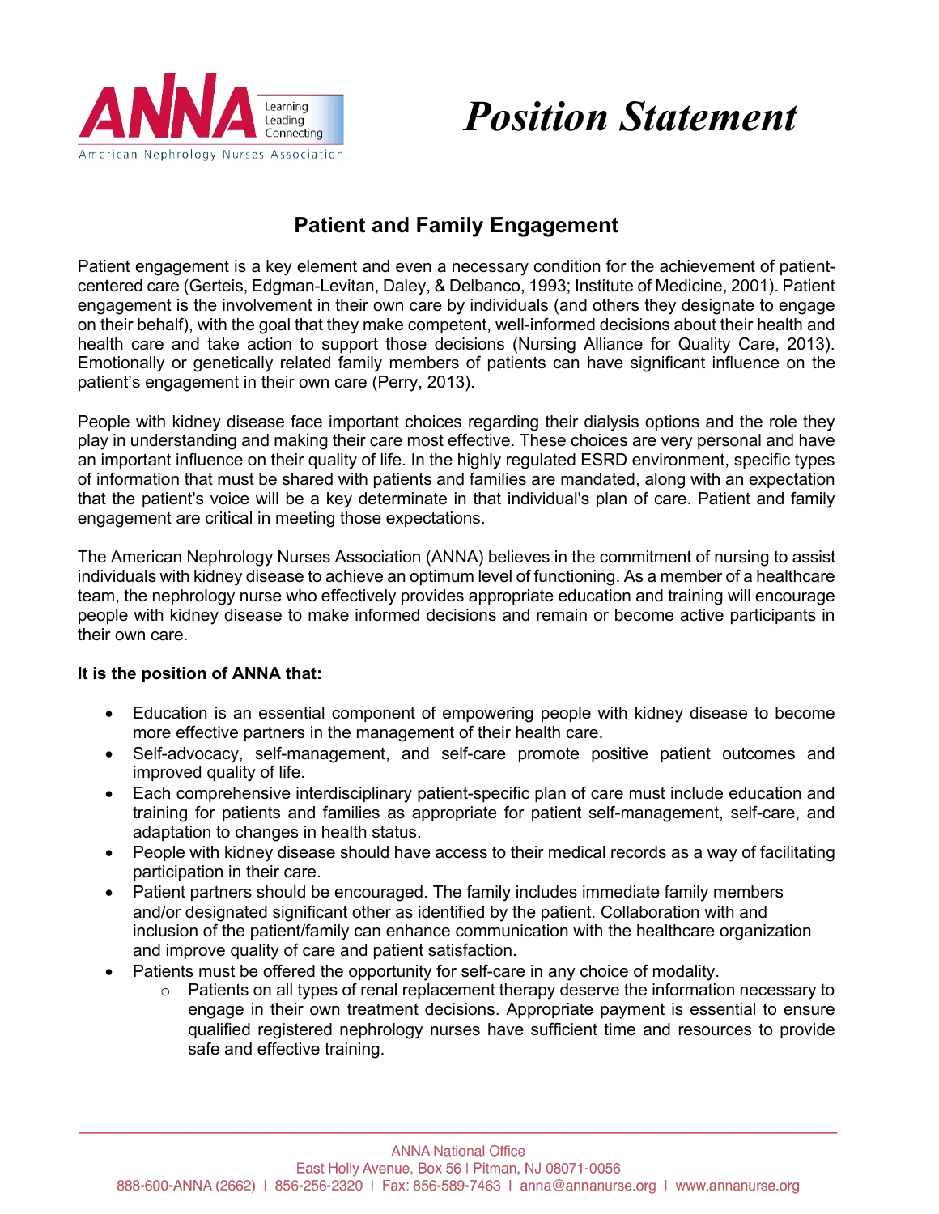# Position Statement

## Patient and Family Engagement

Patient engagement is a key element and even a necessary condition for the achievement of patient-centered care (Gerteis, Edgman-Levitan, Daley, & Delbanco, 1993; Institute of Medicine, 2001). Patient engagement is the involvement in their own care by individuals (and others they designate to engage on their behalf), with the goal that they make competent, well-informed decisions about their health and health care and take action to support those decisions (Nursing Alliance for Quality Care, 2013). Emotionally or genetically related family members of patients can have significant influence on the patient's engagement in their own care (Perry, 2013).

People with kidney disease face important choices regarding their dialysis options and the role they play in understanding and making their care most effective. These choices are very personal and have an important influence on their quality of life. In the highly regulated ESRD environment, specific types of information that must be shared with patients and families are mandated, along with an expectation that the patient's voice will be a key determinate in that individual's plan of care. Patient and family engagement are critical in meeting those expectations.

The American Nephrology Nurses Association (ANNA) believes in the commitment of nursing to assist individuals with kidney disease to achieve an optimum level of functioning. As a member of a healthcare team, the nephrology nurse who effectively provides appropriate education and training will encourage people with kidney disease to make informed decisions and remain or become active participants in their own care.

**It is the position of ANNA that:**

- Education is an essential component of empowering people with kidney disease to become more effective partners in the management of their health care.
- Self-advocacy, self-management, and self-care promote positive patient outcomes and improved quality of life.
- Each comprehensive interdisciplinary patient-specific plan of care must include education and training for patients and families as appropriate for patient self-management, self-care, and adaptation to changes in health status.
- People with kidney disease should have access to their medical records as a way of facilitating participation in their care.
- Patient partners should be encouraged. The family includes immediate family members and/or designated significant other as identified by the patient. Collaboration with and inclusion of the patient/family can enhance communication with the healthcare organization and improve quality of care and patient satisfaction.
- Patients must be offered the opportunity for self-care in any choice of modality.
  - Patients on all types of renal replacement therapy deserve the information necessary to engage in their own treatment decisions. Appropriate payment is essential to ensure qualified registered nephrology nurses have sufficient time and resources to provide safe and effective training.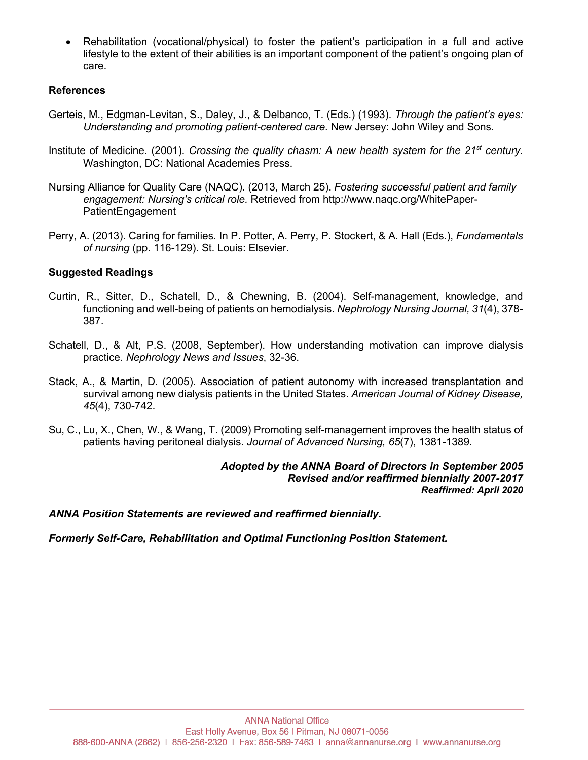- Rehabilitation (vocational/physical) to foster the patient's participation in a full and active lifestyle to the extent of their abilities is an important component of the patient's ongoing plan of care.

### References

Gerteis, M., Edgman-Levitan, S., Daley, J., & Delbanco, T. (Eds.) (1993). *Through the patient's eyes: Understanding and promoting patient-centered care.* New Jersey: John Wiley and Sons.

Institute of Medicine. (2001). *Crossing the quality chasm: A new health system for the 21st century.* Washington, DC: National Academies Press.

Nursing Alliance for Quality Care (NAQC). (2013, March 25). *Fostering successful patient and family engagement: Nursing's critical role.* Retrieved from http://www.naqc.org/WhitePaper-PatientEngagement

Perry, A. (2013). Caring for families. In P. Potter, A. Perry, P. Stockert, & A. Hall (Eds.), *Fundamentals of nursing* (pp. 116-129). St. Louis: Elsevier.

### Suggested Readings

Curtin, R., Sitter, D., Schatell, D., & Chewning, B. (2004). Self-management, knowledge, and functioning and well-being of patients on hemodialysis. *Nephrology Nursing Journal, 31*(4), 378-387.

Schatell, D., & Alt, P.S. (2008, September). How understanding motivation can improve dialysis practice. *Nephrology News and Issues*, 32-36.

Stack, A., & Martin, D. (2005). Association of patient autonomy with increased transplantation and survival among new dialysis patients in the United States. *American Journal of Kidney Disease, 45*(4), 730-742.

Su, C., Lu, X., Chen, W., & Wang, T. (2009) Promoting self-management improves the health status of patients having peritoneal dialysis. *Journal of Advanced Nursing, 65*(7), 1381-1389.

***Adopted by the ANNA Board of Directors in September 2005***
***Revised and/or reaffirmed biennially 2007-2017***
***Reaffirmed: April 2020***

***ANNA Position Statements are reviewed and reaffirmed biennially.***

***Formerly Self-Care, Rehabilitation and Optimal Functioning Position Statement.***

ANNA National Office
East Holly Avenue, Box 56 | Pitman, NJ 08071-0056
888-600-ANNA (2662) | 856-256-2320 | Fax: 856-589-7463 | anna@annanurse.org | www.annanurse.org